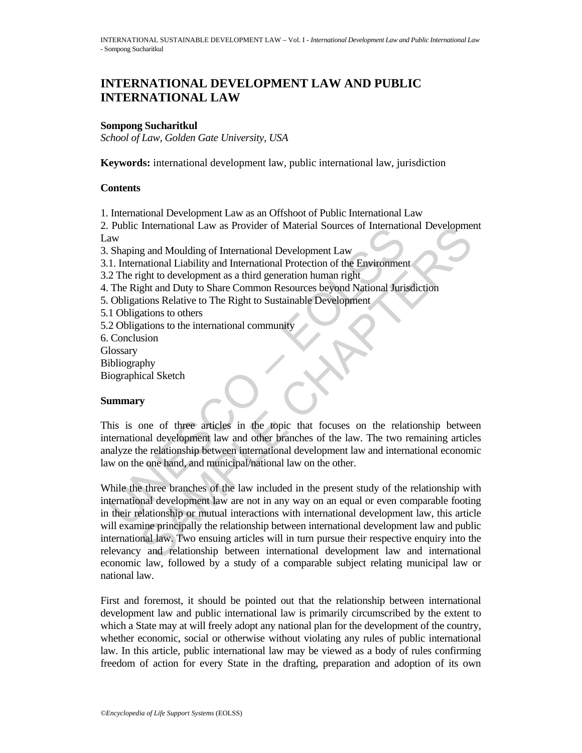# INTERNATIONAL DEVELOPMENT LAW AND PUBLIC INTERNATIONAL LAW

**Sompong Sucharitkul**

*School of Law, Golden Gate University, USA*

**Keywords:** international development law, public international law, jurisdiction

## Contents

1. International Development Law as an Offshoot of Public International Law
2. Public International Law as Provider of Material Sources of International Development Law
3. Shaping and Moulding of International Development Law
3.1. International Liability and International Protection of the Environment
3.2 The right to development as a third generation human right
4. The Right and Duty to Share Common Resources beyond National Jurisdiction
5. Obligations Relative to The Right to Sustainable Development
5.1 Obligations to others
5.2 Obligations to the international community
6. Conclusion
Glossary
Bibliography
Biographical Sketch

## Summary

This is one of three articles in the topic that focuses on the relationship between international development law and other branches of the law. The two remaining articles analyze the relationship between international development law and international economic law on the one hand, and municipal/national law on the other.

While the three branches of the law included in the present study of the relationship with international development law are not in any way on an equal or even comparable footing in their relationship or mutual interactions with international development law, this article will examine principally the relationship between international development law and public international law. Two ensuing articles will in turn pursue their respective enquiry into the relevancy and relationship between international development law and international economic law, followed by a study of a comparable subject relating municipal law or national law.

First and foremost, it should be pointed out that the relationship between international development law and public international law is primarily circumscribed by the extent to which a State may at will freely adopt any national plan for the development of the country, whether economic, social or otherwise without violating any rules of public international law. In this article, public international law may be viewed as a body of rules confirming freedom of action for every State in the drafting, preparation and adoption of its own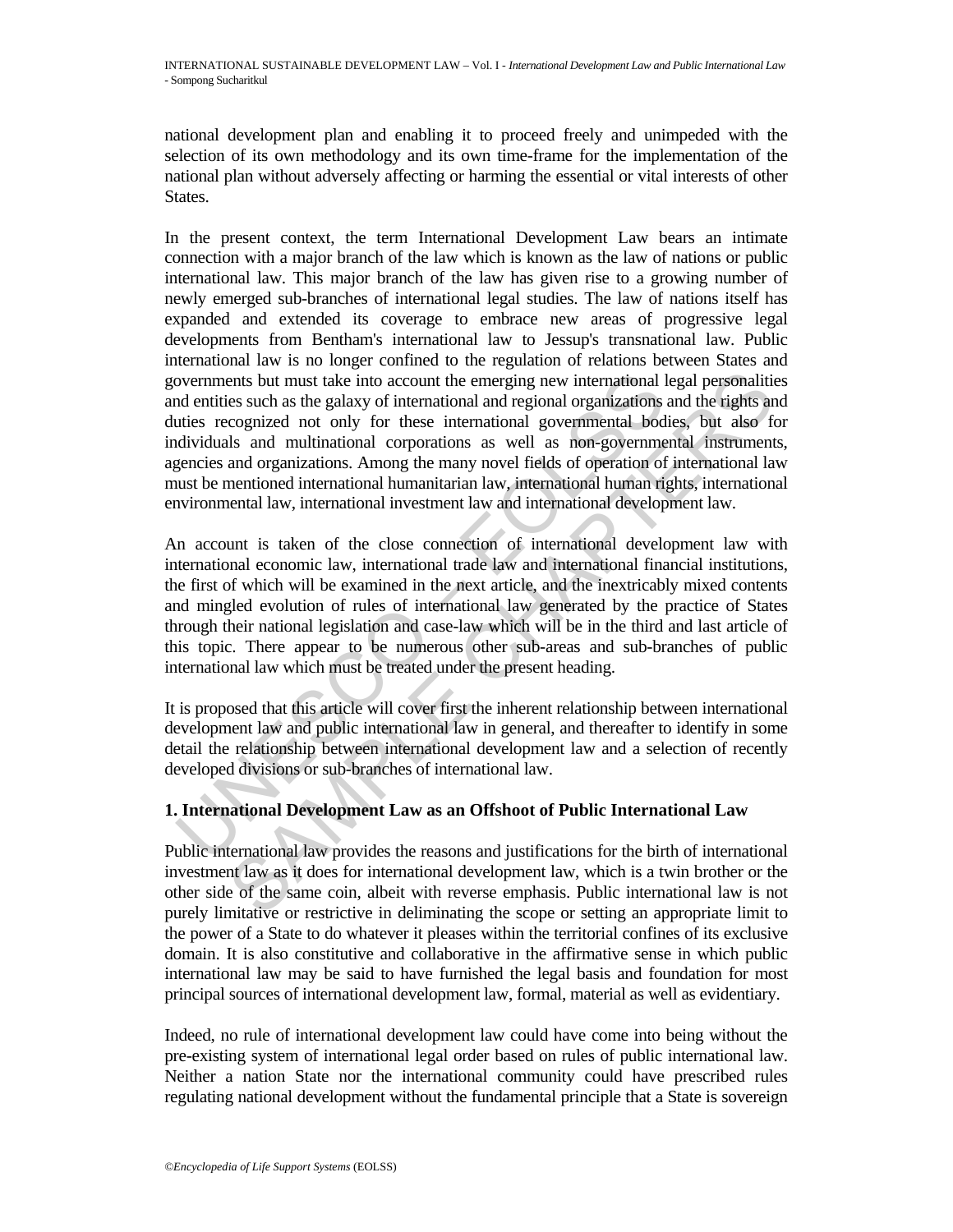national development plan and enabling it to proceed freely and unimpeded with the selection of its own methodology and its own time-frame for the implementation of the national plan without adversely affecting or harming the essential or vital interests of other States.

In the present context, the term International Development Law bears an intimate connection with a major branch of the law which is known as the law of nations or public international law. This major branch of the law has given rise to a growing number of newly emerged sub-branches of international legal studies. The law of nations itself has expanded and extended its coverage to embrace new areas of progressive legal developments from Bentham's international law to Jessup's transnational law. Public international law is no longer confined to the regulation of relations between States and governments but must take into account the emerging new international legal personalities and entities such as the galaxy of international and regional organizations and the rights and duties recognized not only for these international governmental bodies, but also for individuals and multinational corporations as well as non-governmental instruments, agencies and organizations. Among the many novel fields of operation of international law must be mentioned international humanitarian law, international human rights, international environmental law, international investment law and international development law.

An account is taken of the close connection of international development law with international economic law, international trade law and international financial institutions, the first of which will be examined in the next article, and the inextricably mixed contents and mingled evolution of rules of international law generated by the practice of States through their national legislation and case-law which will be in the third and last article of this topic. There appear to be numerous other sub-areas and sub-branches of public international law which must be treated under the present heading.

It is proposed that this article will cover first the inherent relationship between international development law and public international law in general, and thereafter to identify in some detail the relationship between international development law and a selection of recently developed divisions or sub-branches of international law.

## 1. International Development Law as an Offshoot of Public International Law

Public international law provides the reasons and justifications for the birth of international investment law as it does for international development law, which is a twin brother or the other side of the same coin, albeit with reverse emphasis. Public international law is not purely limitative or restrictive in deliminating the scope or setting an appropriate limit to the power of a State to do whatever it pleases within the territorial confines of its exclusive domain. It is also constitutive and collaborative in the affirmative sense in which public international law may be said to have furnished the legal basis and foundation for most principal sources of international development law, formal, material as well as evidentiary.

Indeed, no rule of international development law could have come into being without the pre-existing system of international legal order based on rules of public international law. Neither a nation State nor the international community could have prescribed rules regulating national development without the fundamental principle that a State is sovereign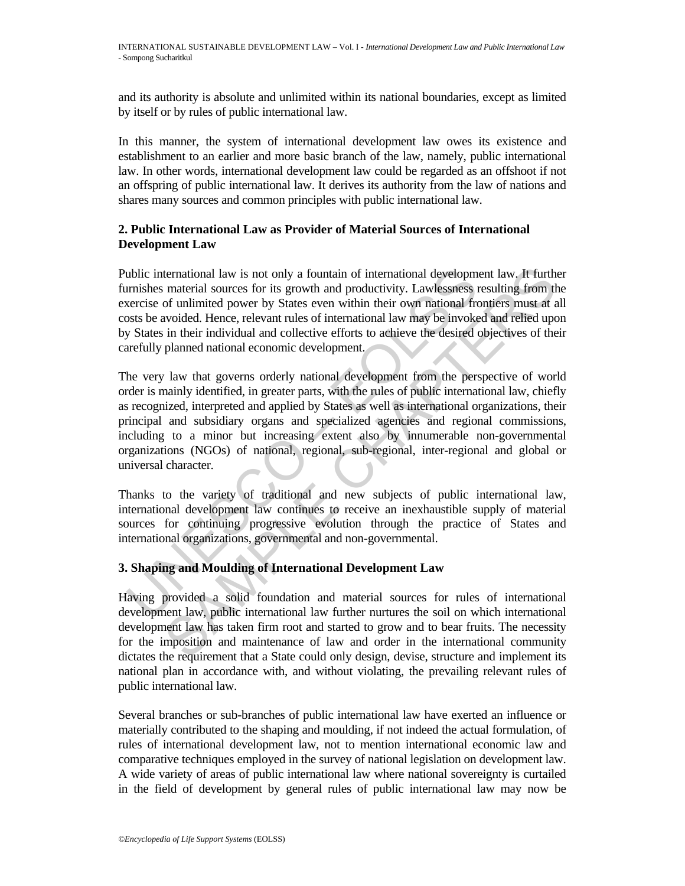and its authority is absolute and unlimited within its national boundaries, except as limited by itself or by rules of public international law.

In this manner, the system of international development law owes its existence and establishment to an earlier and more basic branch of the law, namely, public international law. In other words, international development law could be regarded as an offshoot if not an offspring of public international law. It derives its authority from the law of nations and shares many sources and common principles with public international law.

## 2. Public International Law as Provider of Material Sources of International Development Law

Public international law is not only a fountain of international development law. It further furnishes material sources for its growth and productivity. Lawlessness resulting from the exercise of unlimited power by States even within their own national frontiers must at all costs be avoided. Hence, relevant rules of international law may be invoked and relied upon by States in their individual and collective efforts to achieve the desired objectives of their carefully planned national economic development.

The very law that governs orderly national development from the perspective of world order is mainly identified, in greater parts, with the rules of public international law, chiefly as recognized, interpreted and applied by States as well as international organizations, their principal and subsidiary organs and specialized agencies and regional commissions, including to a minor but increasing extent also by innumerable non-governmental organizations (NGOs) of national, regional, sub-regional, inter-regional and global or universal character.

Thanks to the variety of traditional and new subjects of public international law, international development law continues to receive an inexhaustible supply of material sources for continuing progressive evolution through the practice of States and international organizations, governmental and non-governmental.

## 3. Shaping and Moulding of International Development Law

Having provided a solid foundation and material sources for rules of international development law, public international law further nurtures the soil on which international development law has taken firm root and started to grow and to bear fruits. The necessity for the imposition and maintenance of law and order in the international community dictates the requirement that a State could only design, devise, structure and implement its national plan in accordance with, and without violating, the prevailing relevant rules of public international law.

Several branches or sub-branches of public international law have exerted an influence or materially contributed to the shaping and moulding, if not indeed the actual formulation, of rules of international development law, not to mention international economic law and comparative techniques employed in the survey of national legislation on development law. A wide variety of areas of public international law where national sovereignty is curtailed in the field of development by general rules of public international law may now be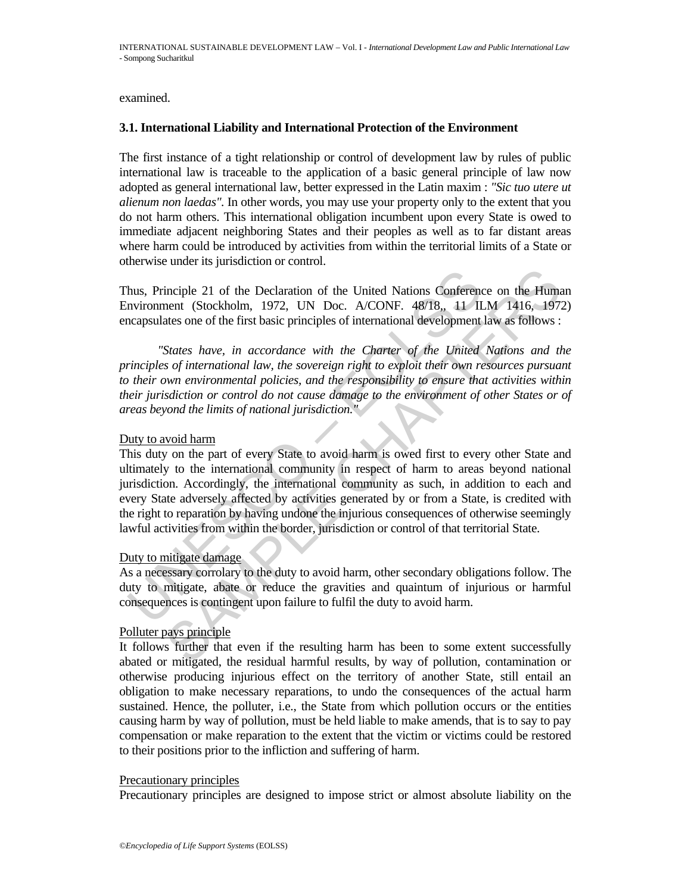examined.

### 3.1. International Liability and International Protection of the Environment

The first instance of a tight relationship or control of development law by rules of public international law is traceable to the application of a basic general principle of law now adopted as general international law, better expressed in the Latin maxim : *"Sic tuo utere ut alienum non laedas"*. In other words, you may use your property only to the extent that you do not harm others. This international obligation incumbent upon every State is owed to immediate adjacent neighboring States and their peoples as well as to far distant areas where harm could be introduced by activities from within the territorial limits of a State or otherwise under its jurisdiction or control.

Thus, Principle 21 of the Declaration of the United Nations Conference on the Human Environment (Stockholm, 1972, UN Doc. A/CONF. 48/18,, 11 ILM 1416, 1972) encapsulates one of the first basic principles of international development law as follows :

*"States have, in accordance with the Charter of the United Nations and the principles of international law, the sovereign right to exploit their own resources pursuant to their own environmental policies, and the responsibility to ensure that activities within their jurisdiction or control do not cause damage to the environment of other States or of areas beyond the limits of national jurisdiction."*

Duty to avoid harm

This duty on the part of every State to avoid harm is owed first to every other State and ultimately to the international community in respect of harm to areas beyond national jurisdiction. Accordingly, the international community as such, in addition to each and every State adversely affected by activities generated by or from a State, is credited with the right to reparation by having undone the injurious consequences of otherwise seemingly lawful activities from within the border, jurisdiction or control of that territorial State.

Duty to mitigate damage

As a necessary corrolary to the duty to avoid harm, other secondary obligations follow. The duty to mitigate, abate or reduce the gravities and quaintum of injurious or harmful consequences is contingent upon failure to fulfil the duty to avoid harm.

Polluter pays principle

It follows further that even if the resulting harm has been to some extent successfully abated or mitigated, the residual harmful results, by way of pollution, contamination or otherwise producing injurious effect on the territory of another State, still entail an obligation to make necessary reparations, to undo the consequences of the actual harm sustained. Hence, the polluter, i.e., the State from which pollution occurs or the entities causing harm by way of pollution, must be held liable to make amends, that is to say to pay compensation or make reparation to the extent that the victim or victims could be restored to their positions prior to the infliction and suffering of harm.

Precautionary principles

Precautionary principles are designed to impose strict or almost absolute liability on the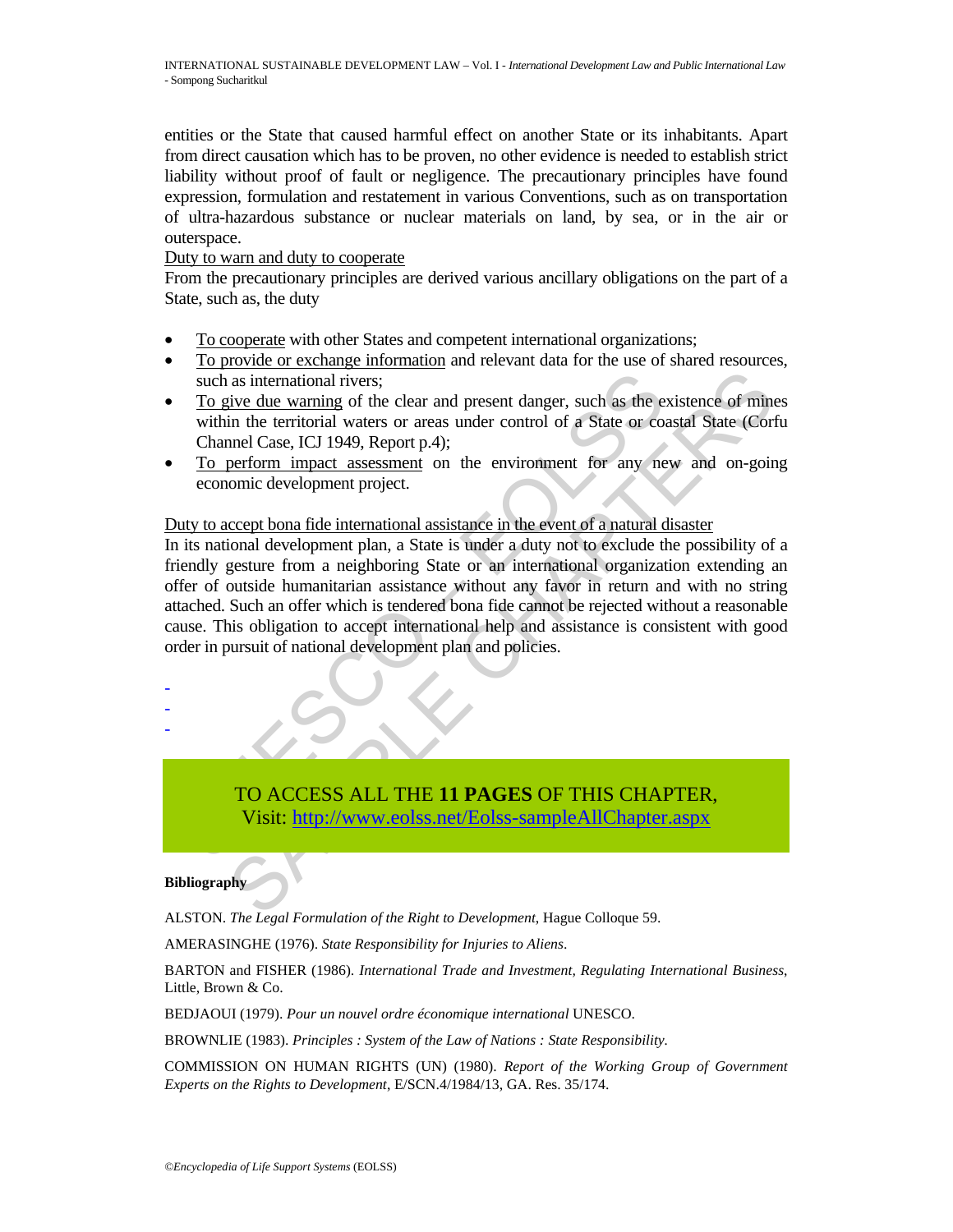entities or the State that caused harmful effect on another State or its inhabitants. Apart from direct causation which has to be proven, no other evidence is needed to establish strict liability without proof of fault or negligence. The precautionary principles have found expression, formulation and restatement in various Conventions, such as on transportation of ultra-hazardous substance or nuclear materials on land, by sea, or in the air or outerspace.

Duty to warn and duty to cooperate

From the precautionary principles are derived various ancillary obligations on the part of a State, such as, the duty

- To cooperate with other States and competent international organizations;
- To provide or exchange information and relevant data for the use of shared resources, such as international rivers;
- To give due warning of the clear and present danger, such as the existence of mines within the territorial waters or areas under control of a State or coastal State (Corfu Channel Case, ICJ 1949, Report p.4);
- To perform impact assessment on the environment for any new and on-going economic development project.

Duty to accept bona fide international assistance in the event of a natural disaster

In its national development plan, a State is under a duty not to exclude the possibility of a friendly gesture from a neighboring State or an international organization extending an offer of outside humanitarian assistance without any favor in return and with no string attached. Such an offer which is tendered bona fide cannot be rejected without a reasonable cause. This obligation to accept international help and assistance is consistent with good order in pursuit of national development plan and policies.

-
-
-

TO ACCESS ALL THE **11 PAGES** OF THIS CHAPTER,
Visit: http://www.eolss.net/Eolss-sampleAllChapter.aspx

**Bibliography**

ALSTON. *The Legal Formulation of the Right to Development*, Hague Colloque 59.

AMERASINGHE (1976). *State Responsibility for Injuries to Aliens*.

BARTON and FISHER (1986). *International Trade and Investment, Regulating International Business*, Little, Brown & Co.

BEDJAOUI (1979). *Pour un nouvel ordre économique international* UNESCO.

BROWNLIE (1983). *Principles : System of the Law of Nations : State Responsibility.*

COMMISSION ON HUMAN RIGHTS (UN) (1980). *Report of the Working Group of Government Experts on the Rights to Development*, E/SCN.4/1984/13, GA. Res. 35/174.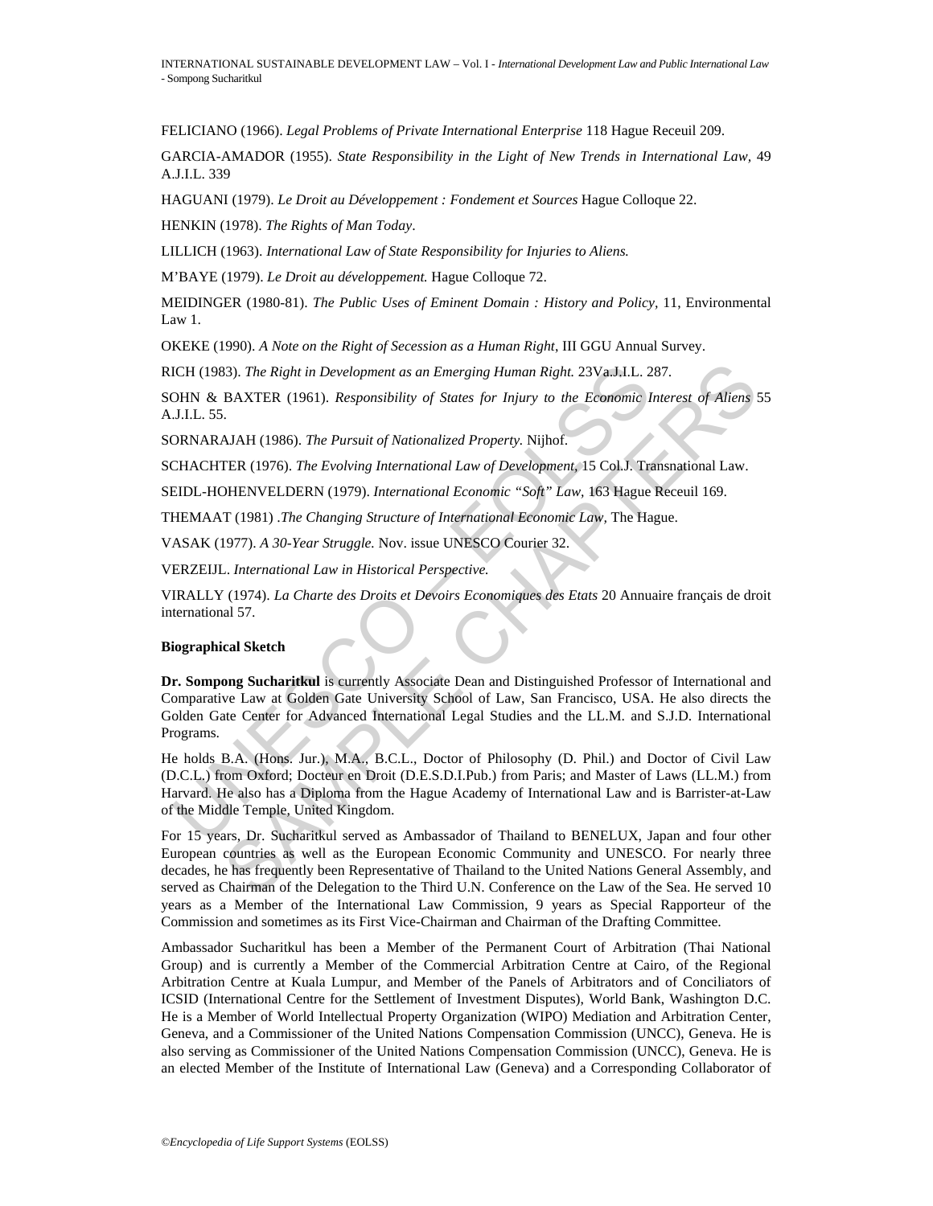FELICIANO (1966). *Legal Problems of Private International Enterprise* 118 Hague Receuil 209.

GARCIA-AMADOR (1955). *State Responsibility in the Light of New Trends in International Law,* 49 A.J.I.L. 339

HAGUANI (1979). *Le Droit au Développement : Fondement et Sources* Hague Colloque 22.

HENKIN (1978). *The Rights of Man Today*.

LILLICH (1963). *International Law of State Responsibility for Injuries to Aliens.*

M'BAYE (1979). *Le Droit au développement.* Hague Colloque 72.

MEIDINGER (1980-81). *The Public Uses of Eminent Domain : History and Policy,* 11, Environmental Law 1.

OKEKE (1990). *A Note on the Right of Secession as a Human Right*, III GGU Annual Survey.

RICH (1983). *The Right in Development as an Emerging Human Right.* 23Va.J.I.L. 287.

SOHN & BAXTER (1961). *Responsibility of States for Injury to the Economic Interest of Aliens* 55 A.J.I.L. 55.

SORNARAJAH (1986). *The Pursuit of Nationalized Property.* Nijhof.

SCHACHTER (1976). *The Evolving International Law of Development,* 15 Col.J. Transnational Law.

SEIDL-HOHENVELDERN (1979). *International Economic "Soft" Law,* 163 Hague Receuil 169.

THEMAAT (1981) .*The Changing Structure of International Economic Law,* The Hague.

VASAK (1977). *A 30-Year Struggle.* Nov. issue UNESCO Courier 32.

VERZEIJL. *International Law in Historical Perspective.*

VIRALLY (1974). *La Charte des Droits et Devoirs Economiques des Etats* 20 Annuaire français de droit international 57.

**Biographical Sketch**

**Dr. Sompong Sucharitkul** is currently Associate Dean and Distinguished Professor of International and Comparative Law at Golden Gate University School of Law, San Francisco, USA. He also directs the Golden Gate Center for Advanced International Legal Studies and the LL.M. and S.J.D. International Programs.

He holds B.A. (Hons. Jur.), M.A., B.C.L., Doctor of Philosophy (D. Phil.) and Doctor of Civil Law (D.C.L.) from Oxford; Docteur en Droit (D.E.S.D.I.Pub.) from Paris; and Master of Laws (LL.M.) from Harvard. He also has a Diploma from the Hague Academy of International Law and is Barrister-at-Law of the Middle Temple, United Kingdom.

For 15 years, Dr. Sucharitkul served as Ambassador of Thailand to BENELUX, Japan and four other European countries as well as the European Economic Community and UNESCO. For nearly three decades, he has frequently been Representative of Thailand to the United Nations General Assembly, and served as Chairman of the Delegation to the Third U.N. Conference on the Law of the Sea. He served 10 years as a Member of the International Law Commission, 9 years as Special Rapporteur of the Commission and sometimes as its First Vice-Chairman and Chairman of the Drafting Committee.

Ambassador Sucharitkul has been a Member of the Permanent Court of Arbitration (Thai National Group) and is currently a Member of the Commercial Arbitration Centre at Cairo, of the Regional Arbitration Centre at Kuala Lumpur, and Member of the Panels of Arbitrators and of Conciliators of ICSID (International Centre for the Settlement of Investment Disputes), World Bank, Washington D.C. He is a Member of World Intellectual Property Organization (WIPO) Mediation and Arbitration Center, Geneva, and a Commissioner of the United Nations Compensation Commission (UNCC), Geneva. He is also serving as Commissioner of the United Nations Compensation Commission (UNCC), Geneva. He is an elected Member of the Institute of International Law (Geneva) and a Corresponding Collaborator of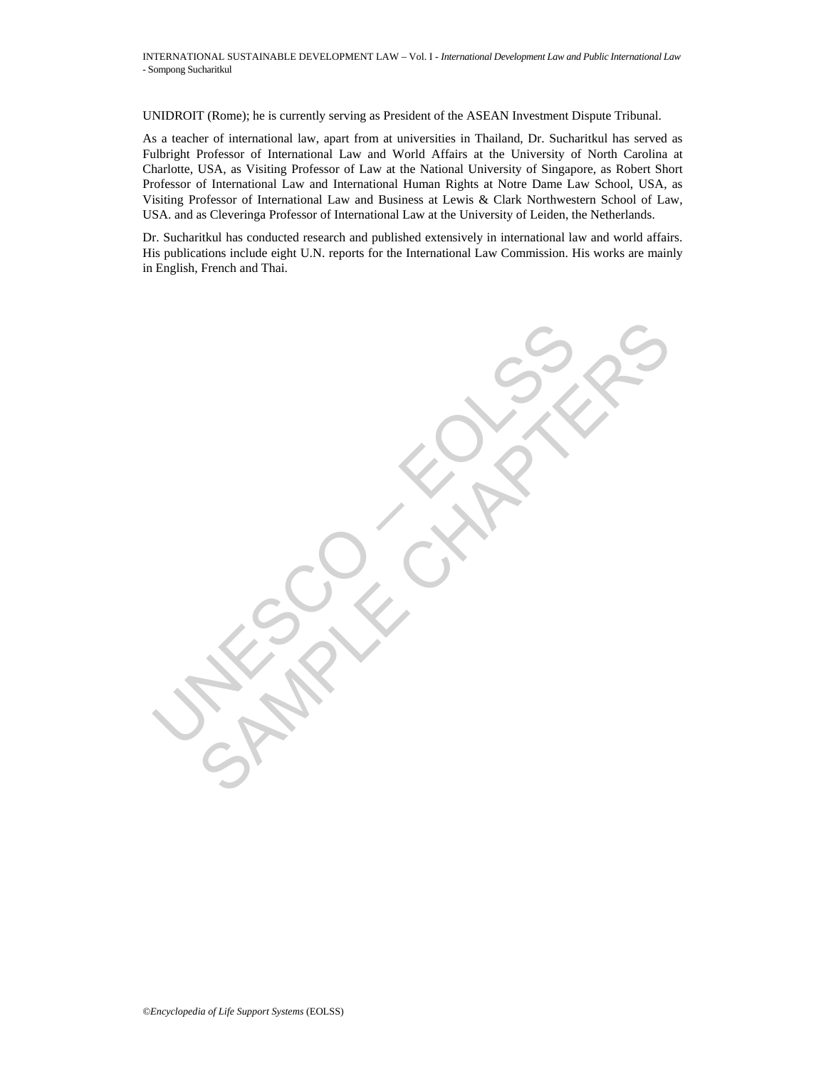UNIDROIT (Rome); he is currently serving as President of the ASEAN Investment Dispute Tribunal.

As a teacher of international law, apart from at universities in Thailand, Dr. Sucharitkul has served as Fulbright Professor of International Law and World Affairs at the University of North Carolina at Charlotte, USA, as Visiting Professor of Law at the National University of Singapore, as Robert Short Professor of International Law and International Human Rights at Notre Dame Law School, USA, as Visiting Professor of International Law and Business at Lewis & Clark Northwestern School of Law, USA. and as Cleveringa Professor of International Law at the University of Leiden, the Netherlands.

Dr. Sucharitkul has conducted research and published extensively in international law and world affairs. His publications include eight U.N. reports for the International Law Commission. His works are mainly in English, French and Thai.